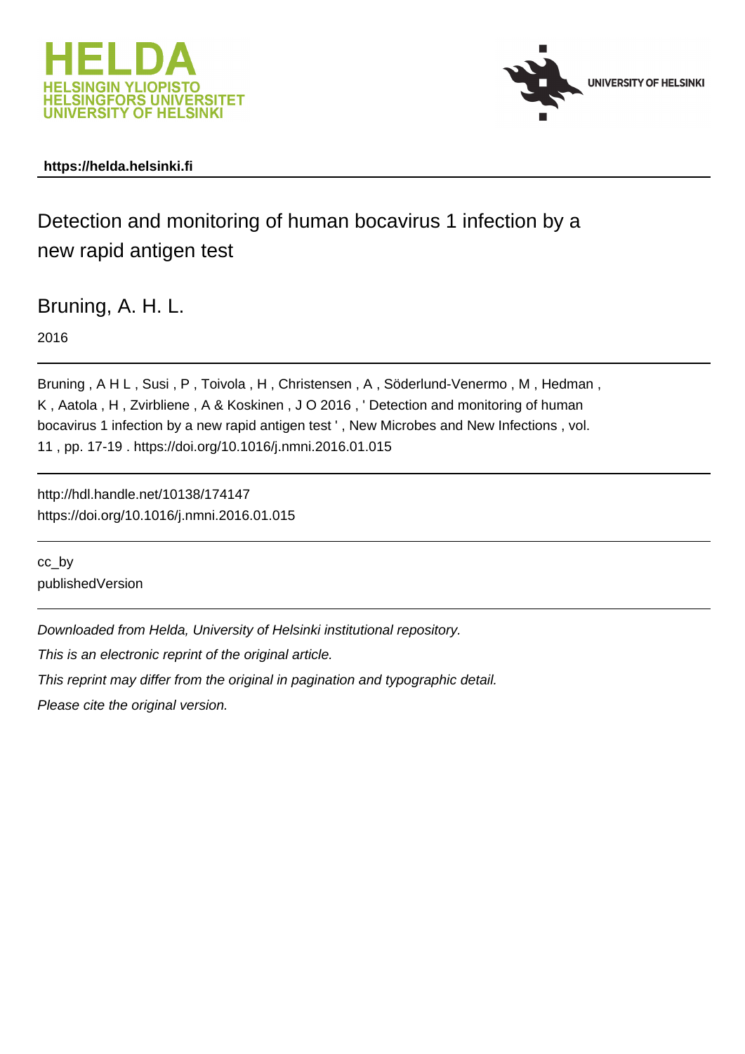HELDA
HELSINGIN YLIOPISTO
HELSINGFORS UNIVERSITET
UNIVERSITY OF HELSINKI

UNIVERSITY OF HELSINKI

**https://helda.helsinki.fi**

# Detection and monitoring of human bocavirus 1 infection by a new rapid antigen test

Bruning, A. H. L.

2016

Bruning , A H L , Susi , P , Toivola , H , Christensen , A , Söderlund-Venermo , M , Hedman , K , Aatola , H , Zvirbliene , A & Koskinen , J O 2016 , ' Detection and monitoring of human bocavirus 1 infection by a new rapid antigen test ' , New Microbes and New Infections , vol. 11 , pp. 17-19 . https://doi.org/10.1016/j.nmni.2016.01.015

http://hdl.handle.net/10138/174147
https://doi.org/10.1016/j.nmni.2016.01.015

cc_by
publishedVersion

*Downloaded from Helda, University of Helsinki institutional repository.*

*This is an electronic reprint of the original article.*

*This reprint may differ from the original in pagination and typographic detail.*

*Please cite the original version.*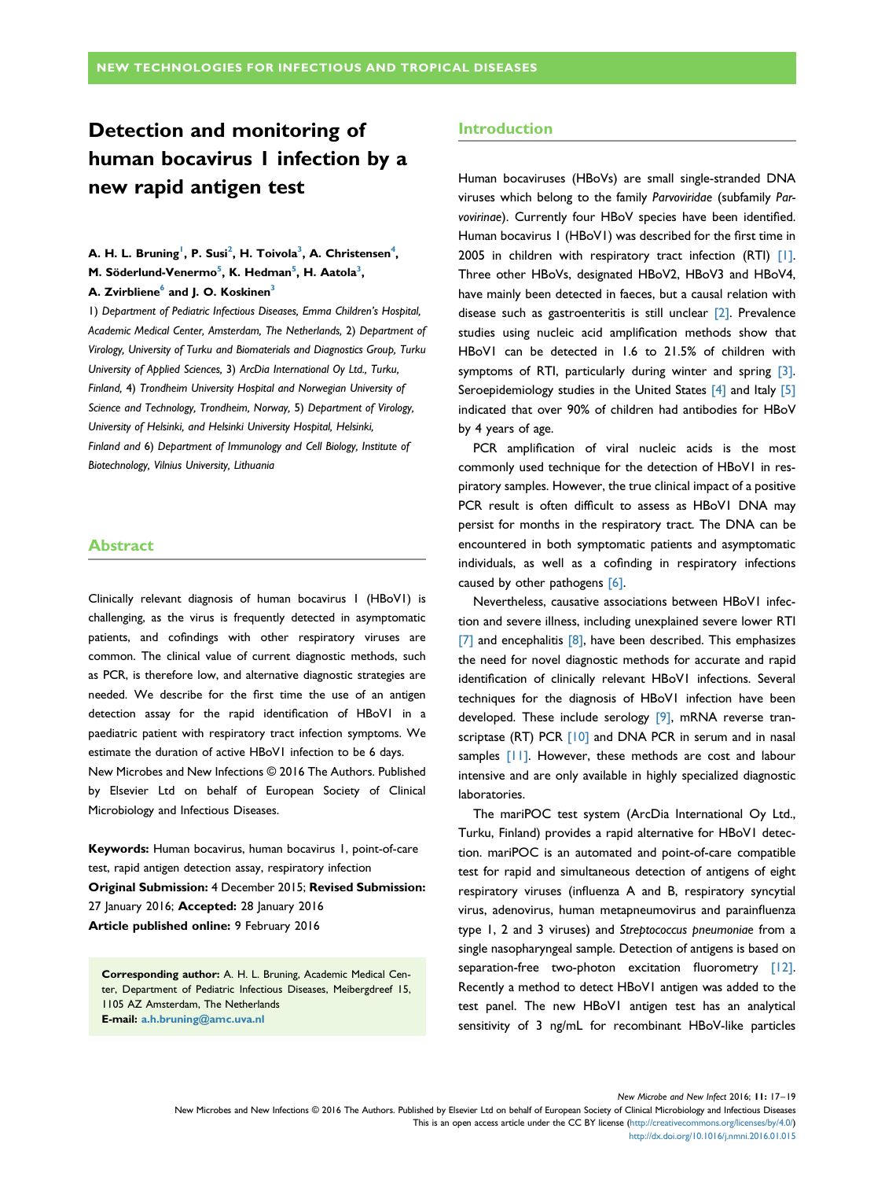# NEW TECHNOLOGIES FOR INFECTIOUS AND TROPICAL DISEASES

# Detection and monitoring of human bocavirus 1 infection by a new rapid antigen test

**A. H. L. Bruning[1], P. Susi[2], H. Toivola[3], A. Christensen[4], M. Söderlund-Venermo[5], K. Hedman[5], H. Aatola[3], A. Zvirbliene[6] and J. O. Koskinen[3]**

1) *Department of Pediatric Infectious Diseases, Emma Children's Hospital, Academic Medical Center, Amsterdam, The Netherlands,* 2) *Department of Virology, University of Turku and Biomaterials and Diagnostics Group, Turku University of Applied Sciences,* 3) *ArcDia International Oy Ltd., Turku, Finland,* 4) *Trondheim University Hospital and Norwegian University of Science and Technology, Trondheim, Norway,* 5) *Department of Virology, University of Helsinki, and Helsinki University Hospital, Helsinki, Finland and* 6) *Department of Immunology and Cell Biology, Institute of Biotechnology, Vilnius University, Lithuania*

## Abstract

Clinically relevant diagnosis of human bocavirus 1 (HBoV1) is challenging, as the virus is frequently detected in asymptomatic patients, and cofindings with other respiratory viruses are common. The clinical value of current diagnostic methods, such as PCR, is therefore low, and alternative diagnostic strategies are needed. We describe for the first time the use of an antigen detection assay for the rapid identification of HBoV1 in a paediatric patient with respiratory tract infection symptoms. We estimate the duration of active HBoV1 infection to be 6 days.
New Microbes and New Infections © 2016 The Authors. Published by Elsevier Ltd on behalf of European Society of Clinical Microbiology and Infectious Diseases.

**Keywords:** Human bocavirus, human bocavirus 1, point-of-care test, rapid antigen detection assay, respiratory infection
**Original Submission:** 4 December 2015; **Revised Submission:** 27 January 2016; **Accepted:** 28 January 2016
**Article published online:** 9 February 2016

**Corresponding author:** A. H. L. Bruning, Academic Medical Center, Department of Pediatric Infectious Diseases, Meibergdreef 15, 1105 AZ Amsterdam, The Netherlands
**E-mail:** a.h.bruning@amc.uva.nl

## Introduction

Human bocaviruses (HBoVs) are small single-stranded DNA viruses which belong to the family *Parvoviridae* (subfamily *Parvovirinae*). Currently four HBoV species have been identified. Human bocavirus 1 (HBoV1) was described for the first time in 2005 in children with respiratory tract infection (RTI) [1]. Three other HBoVs, designated HBoV2, HBoV3 and HBoV4, have mainly been detected in faeces, but a causal relation with disease such as gastroenteritis is still unclear [2]. Prevalence studies using nucleic acid amplification methods show that HBoV1 can be detected in 1.6 to 21.5% of children with symptoms of RTI, particularly during winter and spring [3]. Seroepidemiology studies in the United States [4] and Italy [5] indicated that over 90% of children had antibodies for HBoV by 4 years of age.

PCR amplification of viral nucleic acids is the most commonly used technique for the detection of HBoV1 in respiratory samples. However, the true clinical impact of a positive PCR result is often difficult to assess as HBoV1 DNA may persist for months in the respiratory tract. The DNA can be encountered in both symptomatic patients and asymptomatic individuals, as well as a cofinding in respiratory infections caused by other pathogens [6].

Nevertheless, causative associations between HBoV1 infection and severe illness, including unexplained severe lower RTI [7] and encephalitis [8], have been described. This emphasizes the need for novel diagnostic methods for accurate and rapid identification of clinically relevant HBoV1 infections. Several techniques for the diagnosis of HBoV1 infection have been developed. These include serology [9], mRNA reverse transcriptase (RT) PCR [10] and DNA PCR in serum and in nasal samples [11]. However, these methods are cost and labour intensive and are only available in highly specialized diagnostic laboratories.

The mariPOC test system (ArcDia International Oy Ltd., Turku, Finland) provides a rapid alternative for HBoV1 detection. mariPOC is an automated and point-of-care compatible test for rapid and simultaneous detection of antigens of eight respiratory viruses (influenza A and B, respiratory syncytial virus, adenovirus, human metapneumovirus and parainfluenza type 1, 2 and 3 viruses) and *Streptococcus pneumoniae* from a single nasopharyngeal sample. Detection of antigens is based on separation-free two-photon excitation fluorometry [12]. Recently a method to detect HBoV1 antigen was added to the test panel. The new HBoV1 antigen test has an analytical sensitivity of 3 ng/mL for recombinant HBoV-like particles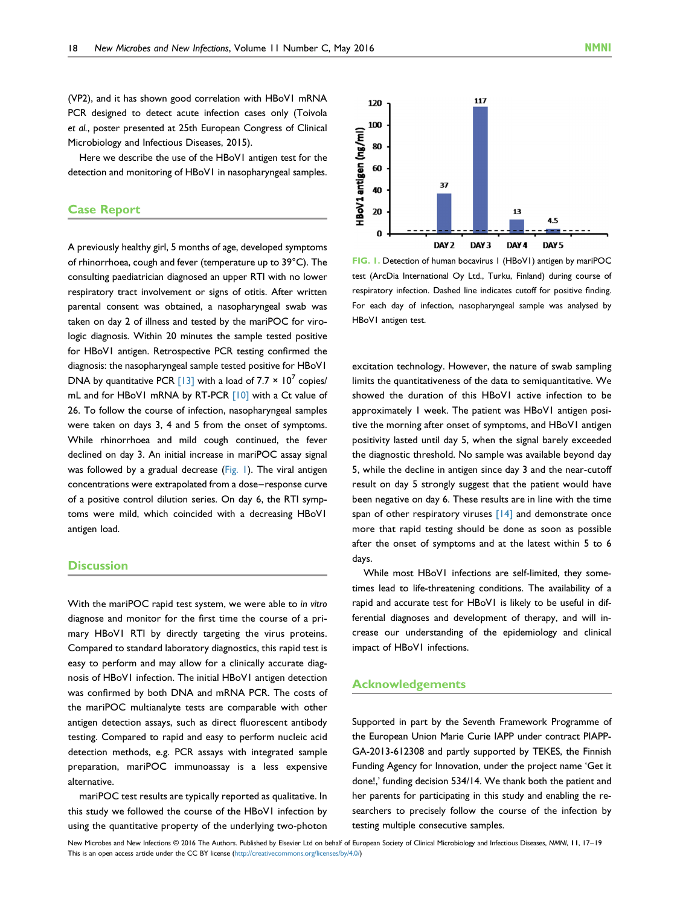(VP2), and it has shown good correlation with HBoV1 mRNA PCR designed to detect acute infection cases only (Toivola *et al.*, poster presented at 25th European Congress of Clinical Microbiology and Infectious Diseases, 2015).

Here we describe the use of the HBoV1 antigen test for the detection and monitoring of HBoV1 in nasopharyngeal samples.

## Case Report

A previously healthy girl, 5 months of age, developed symptoms of rhinorrhoea, cough and fever (temperature up to 39°C). The consulting paediatrician diagnosed an upper RTI with no lower respiratory tract involvement or signs of otitis. After written parental consent was obtained, a nasopharyngeal swab was taken on day 2 of illness and tested by the mariPOC for virologic diagnosis. Within 20 minutes the sample tested positive for HBoV1 antigen. Retrospective PCR testing confirmed the diagnosis: the nasopharyngeal sample tested positive for HBoV1 DNA by quantitative PCR [13] with a load of $7.7 \times 10^7$ copies/mL and for HBoV1 mRNA by RT-PCR [10] with a Ct value of 26. To follow the course of infection, nasopharyngeal samples were taken on days 3, 4 and 5 from the onset of symptoms. While rhinorrhoea and mild cough continued, the fever declined on day 3. An initial increase in mariPOC assay signal was followed by a gradual decrease (Fig. 1). The viral antigen concentrations were extrapolated from a dose–response curve of a positive control dilution series. On day 6, the RTI symptoms were mild, which coincided with a decreasing HBoV1 antigen load.

FIG. 1. Detection of human bocavirus 1 (HBoV1) antigen by mariPOC test (ArcDia International Oy Ltd., Turku, Finland) during course of respiratory infection. Dashed line indicates cutoff for positive finding. For each day of infection, nasopharyngeal sample was analysed by HBoV1 antigen test.

## Discussion

With the mariPOC rapid test system, we were able to *in vitro* diagnose and monitor for the first time the course of a primary HBoV1 RTI by directly targeting the virus proteins. Compared to standard laboratory diagnostics, this rapid test is easy to perform and may allow for a clinically accurate diagnosis of HBoV1 infection. The initial HBoV1 antigen detection was confirmed by both DNA and mRNA PCR. The costs of the mariPOC multianalyte tests are comparable with other antigen detection assays, such as direct fluorescent antibody testing. Compared to rapid and easy to perform nucleic acid detection methods, e.g. PCR assays with integrated sample preparation, mariPOC immunoassay is a less expensive alternative.

mariPOC test results are typically reported as qualitative. In this study we followed the course of the HBoV1 infection by using the quantitative property of the underlying two-photon excitation technology. However, the nature of swab sampling limits the quantitativeness of the data to semiquantitative. We showed the duration of this HBoV1 active infection to be approximately 1 week. The patient was HBoV1 antigen positive the morning after onset of symptoms, and HBoV1 antigen positivity lasted until day 5, when the signal barely exceeded the diagnostic threshold. No sample was available beyond day 5, while the decline in antigen since day 3 and the near-cutoff result on day 5 strongly suggest that the patient would have been negative on day 6. These results are in line with the time span of other respiratory viruses [14] and demonstrate once more that rapid testing should be done as soon as possible after the onset of symptoms and at the latest within 5 to 6 days.

While most HBoV1 infections are self-limited, they sometimes lead to life-threatening conditions. The availability of a rapid and accurate test for HBoV1 is likely to be useful in differential diagnoses and development of therapy, and will increase our understanding of the epidemiology and clinical impact of HBoV1 infections.

## Acknowledgements

Supported in part by the Seventh Framework Programme of the European Union Marie Curie IAPP under contract PIAPP-GA-2013-612308 and partly supported by TEKES, the Finnish Funding Agency for Innovation, under the project name 'Get it done!,' funding decision 534/14. We thank both the patient and her parents for participating in this study and enabling the researchers to precisely follow the course of the infection by testing multiple consecutive samples.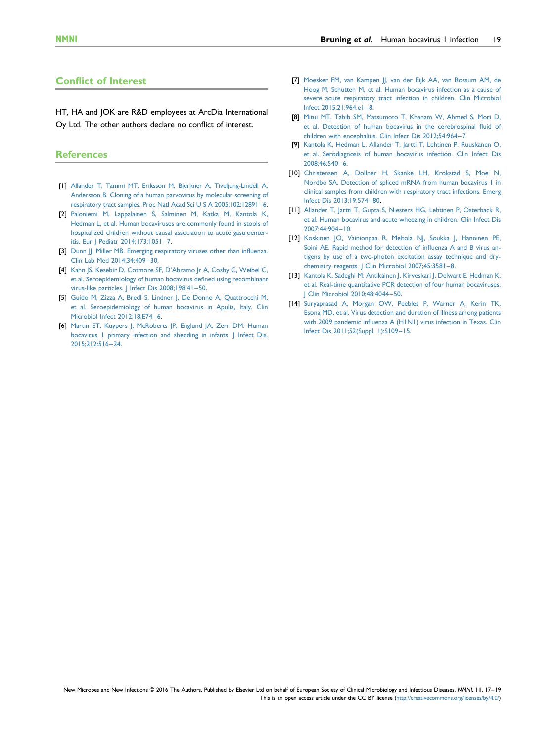## Conflict of Interest

HT, HA and JOK are R&D employees at ArcDia International Oy Ltd. The other authors declare no conflict of interest.

## References

[1] Allander T, Tammi MT, Eriksson M, Bjerkner A, Tiveljung-Lindell A, Andersson B. Cloning of a human parvovirus by molecular screening of respiratory tract samples. Proc Natl Acad Sci U S A 2005;102:12891–6.

[2] Paloniemi M, Lappalainen S, Salminen M, Katka M, Kantola K, Hedman L, et al. Human bocaviruses are commonly found in stools of hospitalized children without causal association to acute gastroenteritis. Eur J Pediatr 2014;173:1051–7.

[3] Dunn JJ, Miller MB. Emerging respiratory viruses other than influenza. Clin Lab Med 2014;34:409–30.

[4] Kahn JS, Kesebir D, Cotmore SF, D'Abramo Jr A, Cosby C, Weibel C, et al. Seroepidemiology of human bocavirus defined using recombinant virus-like particles. J Infect Dis 2008;198:41–50.

[5] Guido M, Zizza A, Bredl S, Lindner J, De Donno A, Quattrocchi M, et al. Seroepidemiology of human bocavirus in Apulia, Italy. Clin Microbiol Infect 2012;18:E74–6.

[6] Martin ET, Kuypers J, McRoberts JP, Englund JA, Zerr DM. Human bocavirus 1 primary infection and shedding in infants. J Infect Dis. 2015;212:516–24.

[7] Moesker FM, van Kampen JJ, van der Eijk AA, van Rossum AM, de Hoog M, Schutten M, et al. Human bocavirus infection as a cause of severe acute respiratory tract infection in children. Clin Microbiol Infect 2015;21:964.e1–8.

[8] Mitui MT, Tabib SM, Matsumoto T, Khanam W, Ahmed S, Mori D, et al. Detection of human bocavirus in the cerebrospinal fluid of children with encephalitis. Clin Infect Dis 2012;54:964–7.

[9] Kantola K, Hedman L, Allander T, Jartti T, Lehtinen P, Ruuskanen O, et al. Serodiagnosis of human bocavirus infection. Clin Infect Dis 2008;46:540–6.

[10] Christensen A, Dollner H, Skanke LH, Krokstad S, Moe N, Nordbo SA. Detection of spliced mRNA from human bocavirus 1 in clinical samples from children with respiratory tract infections. Emerg Infect Dis 2013;19:574–80.

[11] Allander T, Jartti T, Gupta S, Niesters HG, Lehtinen P, Osterback R, et al. Human bocavirus and acute wheezing in children. Clin Infect Dis 2007;44:904–10.

[12] Koskinen JO, Vainionpaa R, Meltola NJ, Soukka J, Hanninen PE, Soini AE. Rapid method for detection of influenza A and B virus antigens by use of a two-photon excitation assay technique and dry-chemistry reagents. J Clin Microbiol 2007;45:3581–8.

[13] Kantola K, Sadeghi M, Antikainen J, Kirveskari J, Delwart E, Hedman K, et al. Real-time quantitative PCR detection of four human bocaviruses. J Clin Microbiol 2010;48:4044–50.

[14] Suryaprasad A, Morgan OW, Peebles P, Warner A, Kerin TK, Esona MD, et al. Virus detection and duration of illness among patients with 2009 pandemic influenza A (H1N1) virus infection in Texas. Clin Infect Dis 2011;52(Suppl. 1):S109–15.